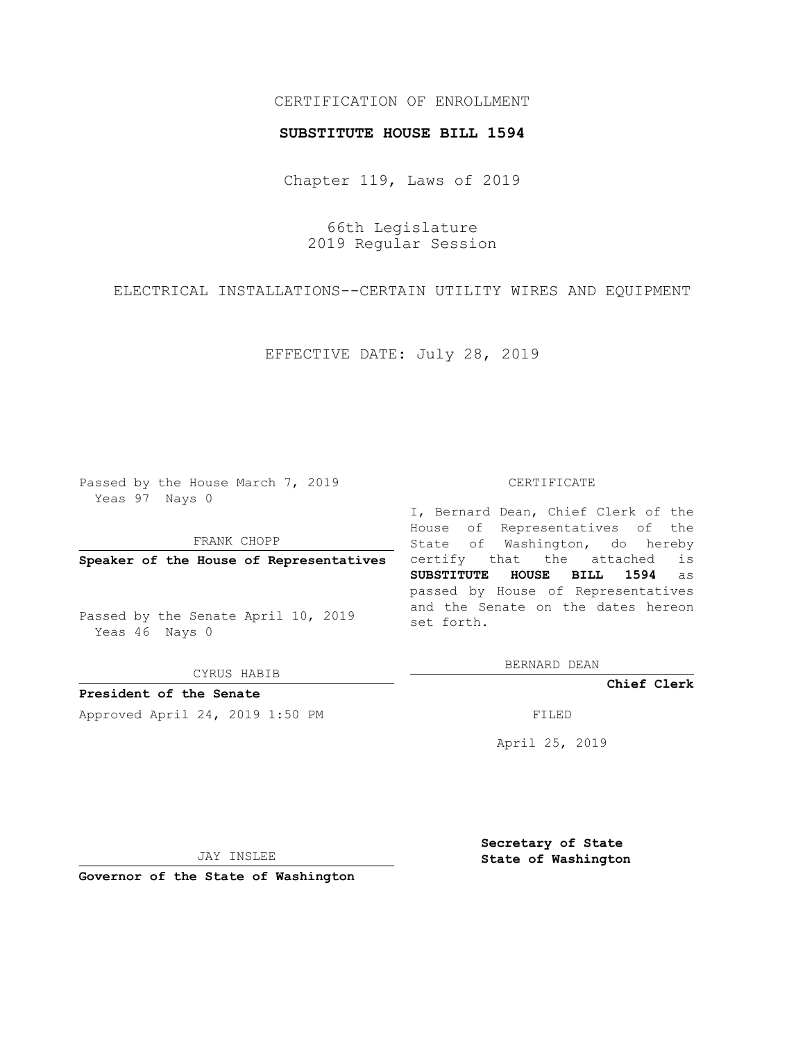CERTIFICATION OF ENROLLMENT

**SUBSTITUTE HOUSE BILL 1594**

Chapter 119, Laws of 2019

66th Legislature
2019 Regular Session

ELECTRICAL INSTALLATIONS--CERTAIN UTILITY WIRES AND EQUIPMENT

EFFECTIVE DATE: July 28, 2019

Passed by the House March 7, 2019
Yeas 97 Nays 0

FRANK CHOPP

**Speaker of the House of Representatives**

Passed by the Senate April 10, 2019
Yeas 46 Nays 0

CYRUS HABIB

**President of the Senate**

Approved April 24, 2019 1:50 PM

JAY INSLEE

**Governor of the State of Washington**

CERTIFICATE

I, Bernard Dean, Chief Clerk of the House of Representatives of the State of Washington, do hereby certify that the attached is **SUBSTITUTE HOUSE BILL 1594** as passed by House of Representatives and the Senate on the dates hereon set forth.

BERNARD DEAN

**Chief Clerk**

FILED

April 25, 2019

**Secretary of State**
**State of Washington**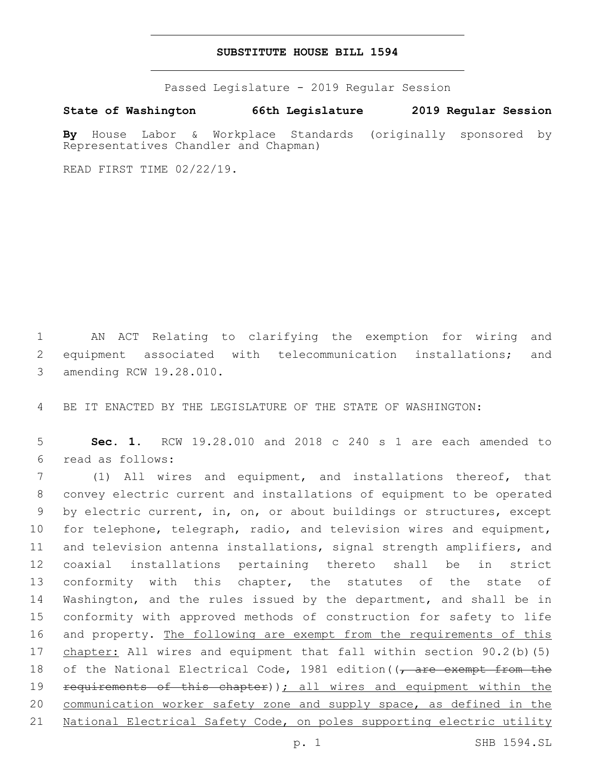# SUBSTITUTE HOUSE BILL 1594

Passed Legislature - 2019 Regular Session

**State of Washington 66th Legislature 2019 Regular Session**

**By** House Labor & Workplace Standards (originally sponsored by Representatives Chandler and Chapman)

READ FIRST TIME 02/22/19.

1 AN ACT Relating to clarifying the exemption for wiring and 2 equipment associated with telecommunication installations; and 3 amending RCW 19.28.010.

4 BE IT ENACTED BY THE LEGISLATURE OF THE STATE OF WASHINGTON:

5 **Sec. 1.** RCW 19.28.010 and 2018 c 240 s 1 are each amended to 6 read as follows:

7 (1) All wires and equipment, and installations thereof, that 8 convey electric current and installations of equipment to be operated 9 by electric current, in, on, or about buildings or structures, except 10 for telephone, telegraph, radio, and television wires and equipment, 11 and television antenna installations, signal strength amplifiers, and 12 coaxial installations pertaining thereto shall be in strict 13 conformity with this chapter, the statutes of the state of 14 Washington, and the rules issued by the department, and shall be in 15 conformity with approved methods of construction for safety to life 16 and property. <u>The following are exempt from the requirements of this</u> 17 <u>chapter:</u> All wires and equipment that fall within section 90.2(b)(5) 18 of the National Electrical Code, 1981 edition((~~, are exempt from the~~ 19 ~~requirements of this chapter~~))<u>; all wires and equipment within the</u> 20 <u>communication worker safety zone and supply space, as defined in the</u> 21 <u>National Electrical Safety Code, on poles supporting electric utility</u>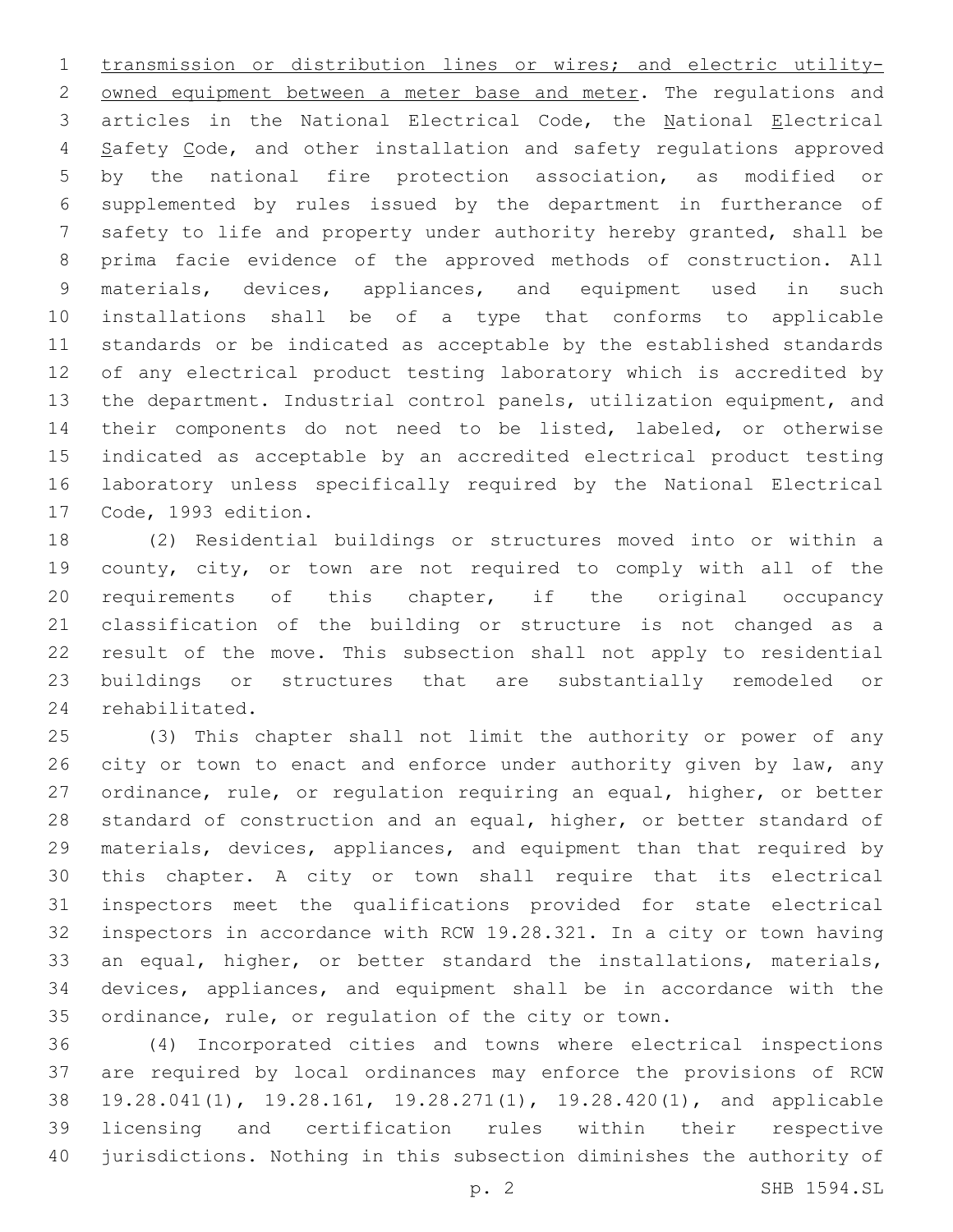transmission or distribution lines or wires; and electric utility-owned equipment between a meter base and meter. The regulations and articles in the National Electrical Code, the National Electrical Safety Code, and other installation and safety regulations approved by the national fire protection association, as modified or supplemented by rules issued by the department in furtherance of safety to life and property under authority hereby granted, shall be prima facie evidence of the approved methods of construction. All materials, devices, appliances, and equipment used in such installations shall be of a type that conforms to applicable standards or be indicated as acceptable by the established standards of any electrical product testing laboratory which is accredited by the department. Industrial control panels, utilization equipment, and their components do not need to be listed, labeled, or otherwise indicated as acceptable by an accredited electrical product testing laboratory unless specifically required by the National Electrical Code, 1993 edition.

(2) Residential buildings or structures moved into or within a county, city, or town are not required to comply with all of the requirements of this chapter, if the original occupancy classification of the building or structure is not changed as a result of the move. This subsection shall not apply to residential buildings or structures that are substantially remodeled or rehabilitated.

(3) This chapter shall not limit the authority or power of any city or town to enact and enforce under authority given by law, any ordinance, rule, or regulation requiring an equal, higher, or better standard of construction and an equal, higher, or better standard of materials, devices, appliances, and equipment than that required by this chapter. A city or town shall require that its electrical inspectors meet the qualifications provided for state electrical inspectors in accordance with RCW 19.28.321. In a city or town having an equal, higher, or better standard the installations, materials, devices, appliances, and equipment shall be in accordance with the ordinance, rule, or regulation of the city or town.

(4) Incorporated cities and towns where electrical inspections are required by local ordinances may enforce the provisions of RCW 19.28.041(1), 19.28.161, 19.28.271(1), 19.28.420(1), and applicable licensing and certification rules within their respective jurisdictions. Nothing in this subsection diminishes the authority of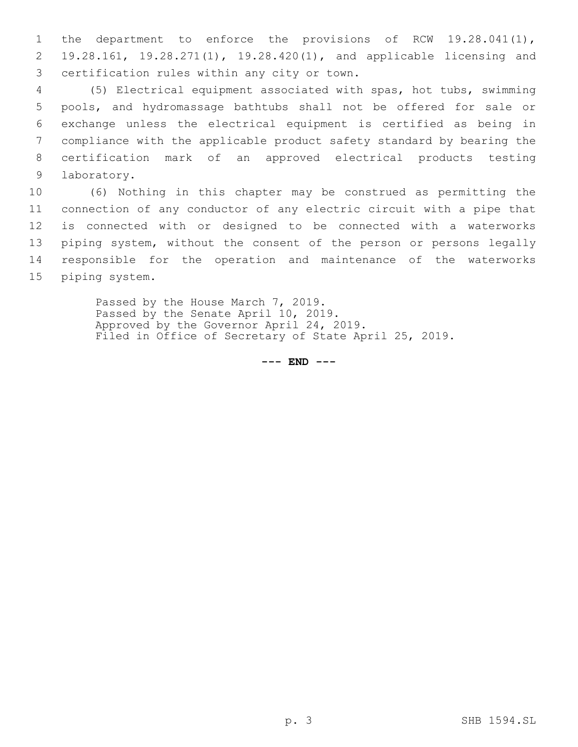the department to enforce the provisions of RCW 19.28.041(1), 19.28.161, 19.28.271(1), 19.28.420(1), and applicable licensing and certification rules within any city or town.

(5) Electrical equipment associated with spas, hot tubs, swimming pools, and hydromassage bathtubs shall not be offered for sale or exchange unless the electrical equipment is certified as being in compliance with the applicable product safety standard by bearing the certification mark of an approved electrical products testing laboratory.

(6) Nothing in this chapter may be construed as permitting the connection of any conductor of any electric circuit with a pipe that is connected with or designed to be connected with a waterworks piping system, without the consent of the person or persons legally responsible for the operation and maintenance of the waterworks piping system.

Passed by the House March 7, 2019.
Passed by the Senate April 10, 2019.
Approved by the Governor April 24, 2019.
Filed in Office of Secretary of State April 25, 2019.

**--- END ---**